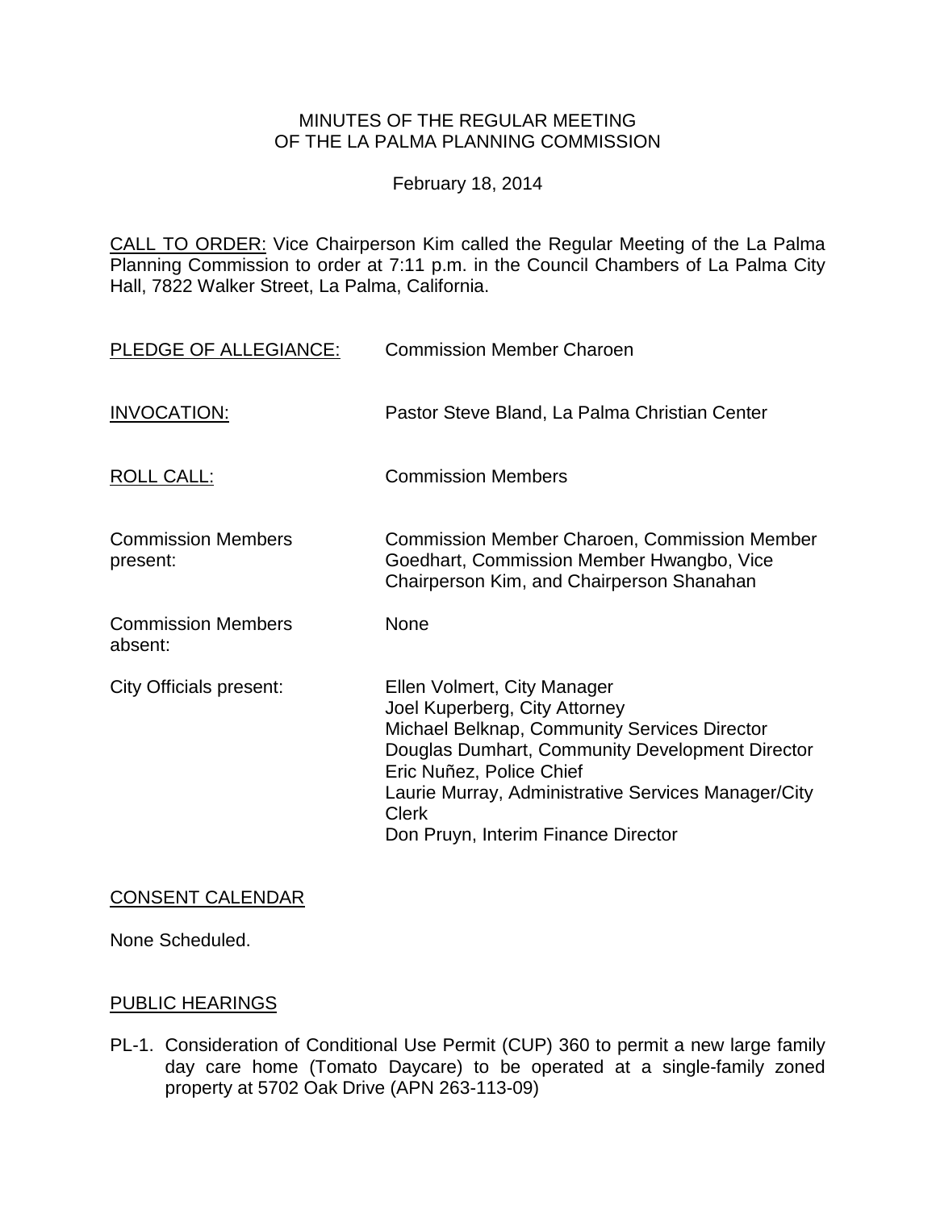MINUTES OF THE REGULAR MEETING
OF THE LA PALMA PLANNING COMMISSION

February 18, 2014

CALL TO ORDER: Vice Chairperson Kim called the Regular Meeting of the La Palma Planning Commission to order at 7:11 p.m. in the Council Chambers of La Palma City Hall, 7822 Walker Street, La Palma, California.

PLEDGE OF ALLEGIANCE: Commission Member Charoen

INVOCATION: Pastor Steve Bland, La Palma Christian Center

ROLL CALL: Commission Members

Commission Members present: Commission Member Charoen, Commission Member Goedhart, Commission Member Hwangbo, Vice Chairperson Kim, and Chairperson Shanahan

Commission Members absent: None

City Officials present:
Ellen Volmert, City Manager
Joel Kuperberg, City Attorney
Michael Belknap, Community Services Director
Douglas Dumhart, Community Development Director
Eric Nuñez, Police Chief
Laurie Murray, Administrative Services Manager/City Clerk
Don Pruyn, Interim Finance Director

CONSENT CALENDAR

None Scheduled.

PUBLIC HEARINGS

PL-1. Consideration of Conditional Use Permit (CUP) 360 to permit a new large family day care home (Tomato Daycare) to be operated at a single-family zoned property at 5702 Oak Drive (APN 263-113-09)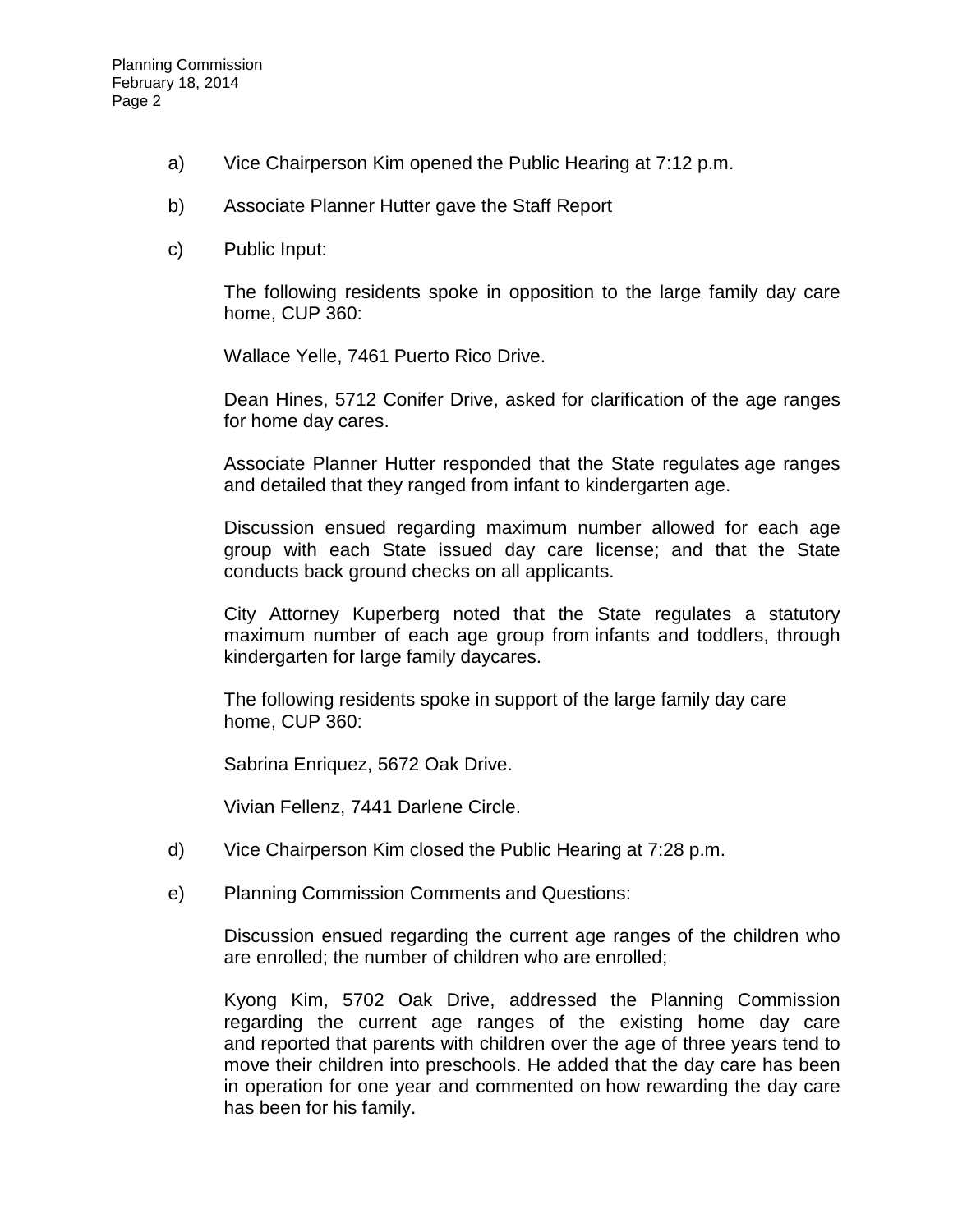a) Vice Chairperson Kim opened the Public Hearing at 7:12 p.m.

b) Associate Planner Hutter gave the Staff Report

c) Public Input:

The following residents spoke in opposition to the large family day care home, CUP 360:

Wallace Yelle, 7461 Puerto Rico Drive.

Dean Hines, 5712 Conifer Drive, asked for clarification of the age ranges for home day cares.

Associate Planner Hutter responded that the State regulates age ranges and detailed that they ranged from infant to kindergarten age.

Discussion ensued regarding maximum number allowed for each age group with each State issued day care license; and that the State conducts back ground checks on all applicants.

City Attorney Kuperberg noted that the State regulates a statutory maximum number of each age group from infants and toddlers, through kindergarten for large family daycares.

The following residents spoke in support of the large family day care home, CUP 360:

Sabrina Enriquez, 5672 Oak Drive.

Vivian Fellenz, 7441 Darlene Circle.

d) Vice Chairperson Kim closed the Public Hearing at 7:28 p.m.

e) Planning Commission Comments and Questions:

Discussion ensued regarding the current age ranges of the children who are enrolled; the number of children who are enrolled;

Kyong Kim, 5702 Oak Drive, addressed the Planning Commission regarding the current age ranges of the existing home day care and reported that parents with children over the age of three years tend to move their children into preschools. He added that the day care has been in operation for one year and commented on how rewarding the day care has been for his family.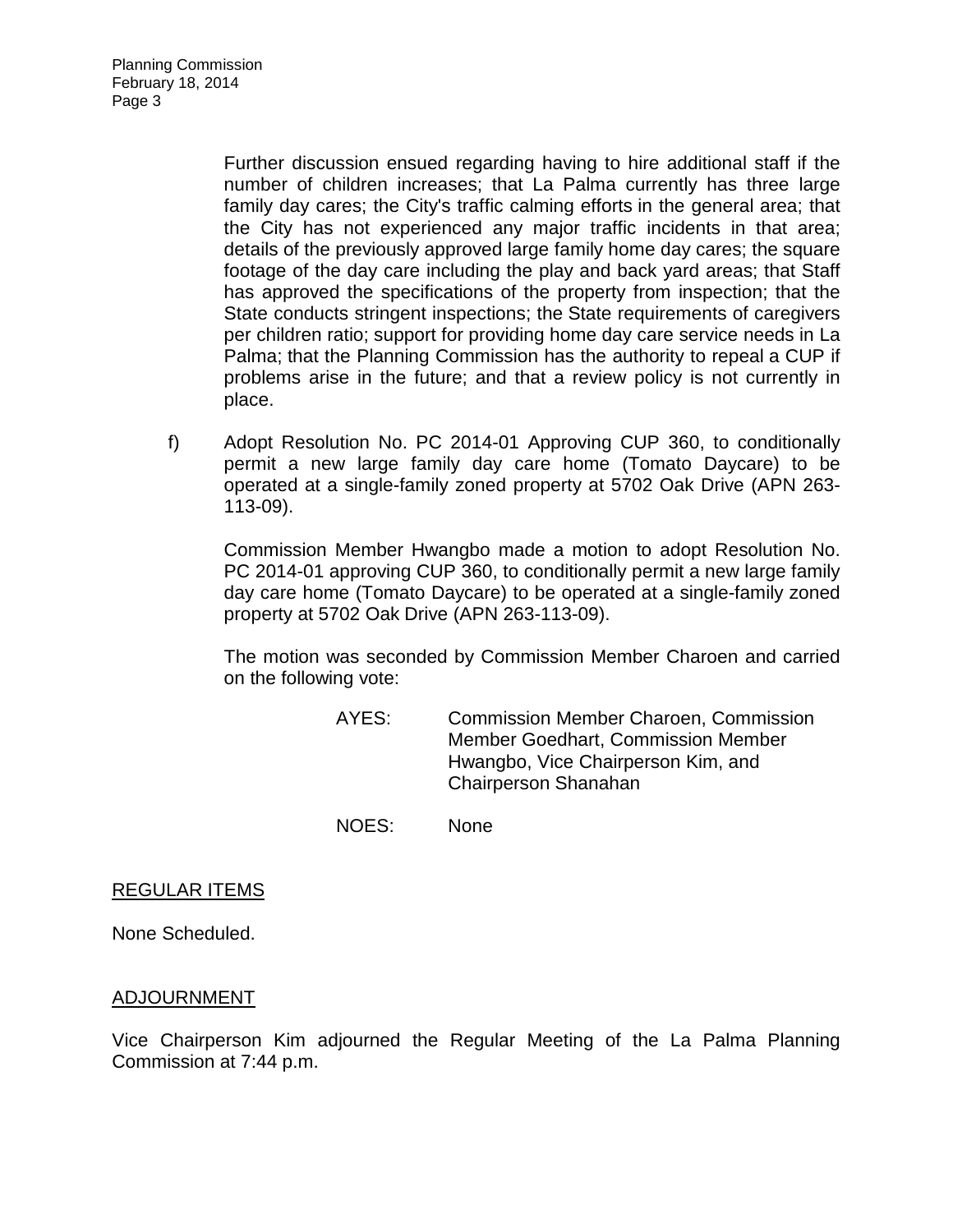Further discussion ensued regarding having to hire additional staff if the number of children increases; that La Palma currently has three large family day cares; the City's traffic calming efforts in the general area; that the City has not experienced any major traffic incidents in that area; details of the previously approved large family home day cares; the square footage of the day care including the play and back yard areas; that Staff has approved the specifications of the property from inspection; that the State conducts stringent inspections; the State requirements of caregivers per children ratio; support for providing home day care service needs in La Palma; that the Planning Commission has the authority to repeal a CUP if problems arise in the future; and that a review policy is not currently in place.

f) Adopt Resolution No. PC 2014-01 Approving CUP 360, to conditionally permit a new large family day care home (Tomato Daycare) to be operated at a single-family zoned property at 5702 Oak Drive (APN 263-113-09).

Commission Member Hwangbo made a motion to adopt Resolution No. PC 2014-01 approving CUP 360, to conditionally permit a new large family day care home (Tomato Daycare) to be operated at a single-family zoned property at 5702 Oak Drive (APN 263-113-09).

The motion was seconded by Commission Member Charoen and carried on the following vote:

AYES: Commission Member Charoen, Commission Member Goedhart, Commission Member Hwangbo, Vice Chairperson Kim, and Chairperson Shanahan

NOES: None

## REGULAR ITEMS

None Scheduled.

## ADJOURNMENT

Vice Chairperson Kim adjourned the Regular Meeting of the La Palma Planning Commission at 7:44 p.m.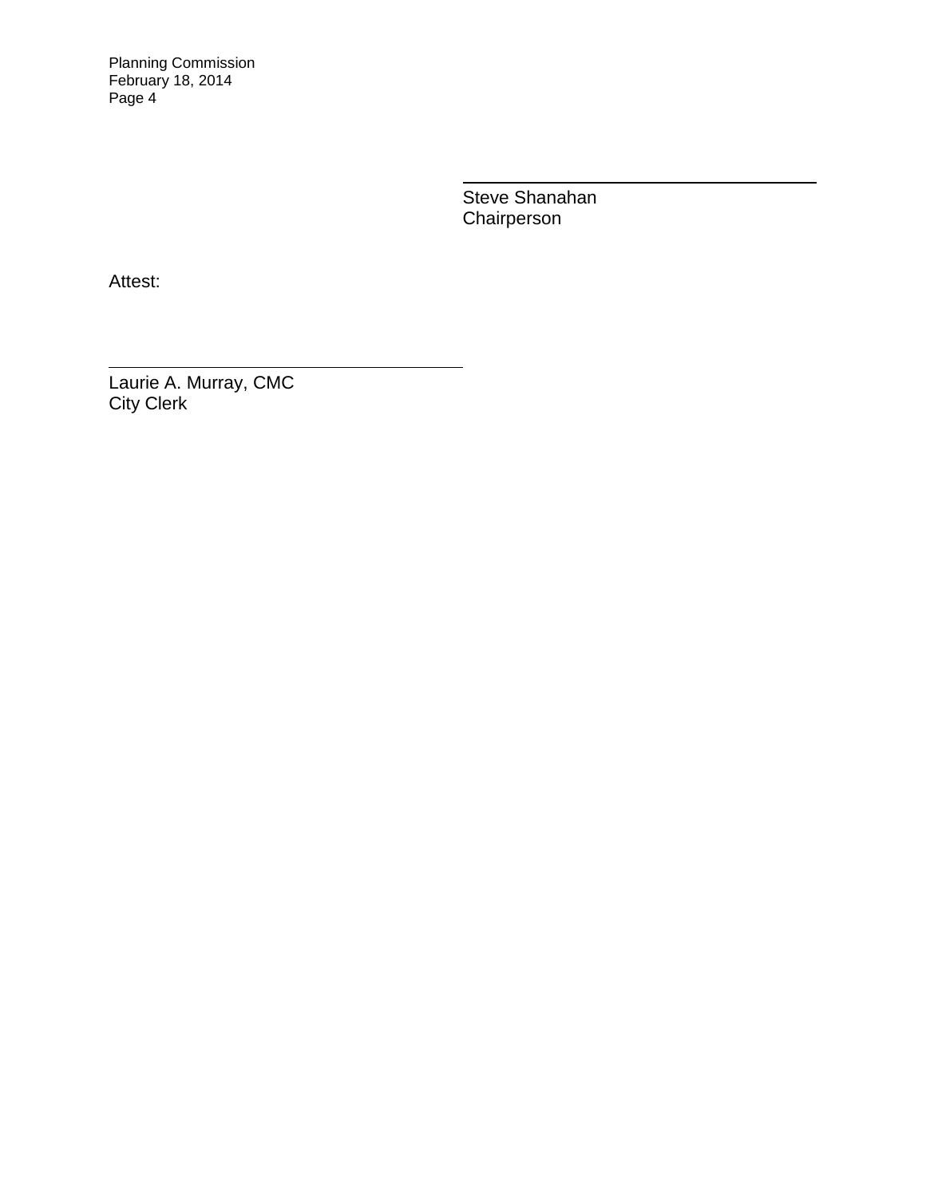\_\_\_\_\_\_\_\_\_\_\_\_\_\_\_\_\_\_\_\_\_\_\_\_\_\_\_\_\_\_\_\_\_\_\_\_

Steve Shanahan
Chairperson

Attest:

\_\_\_\_\_\_\_\_\_\_\_\_\_\_\_\_\_\_\_\_\_\_\_\_\_\_\_\_\_\_\_\_\_\_\_\_

Laurie A. Murray, CMC
City Clerk